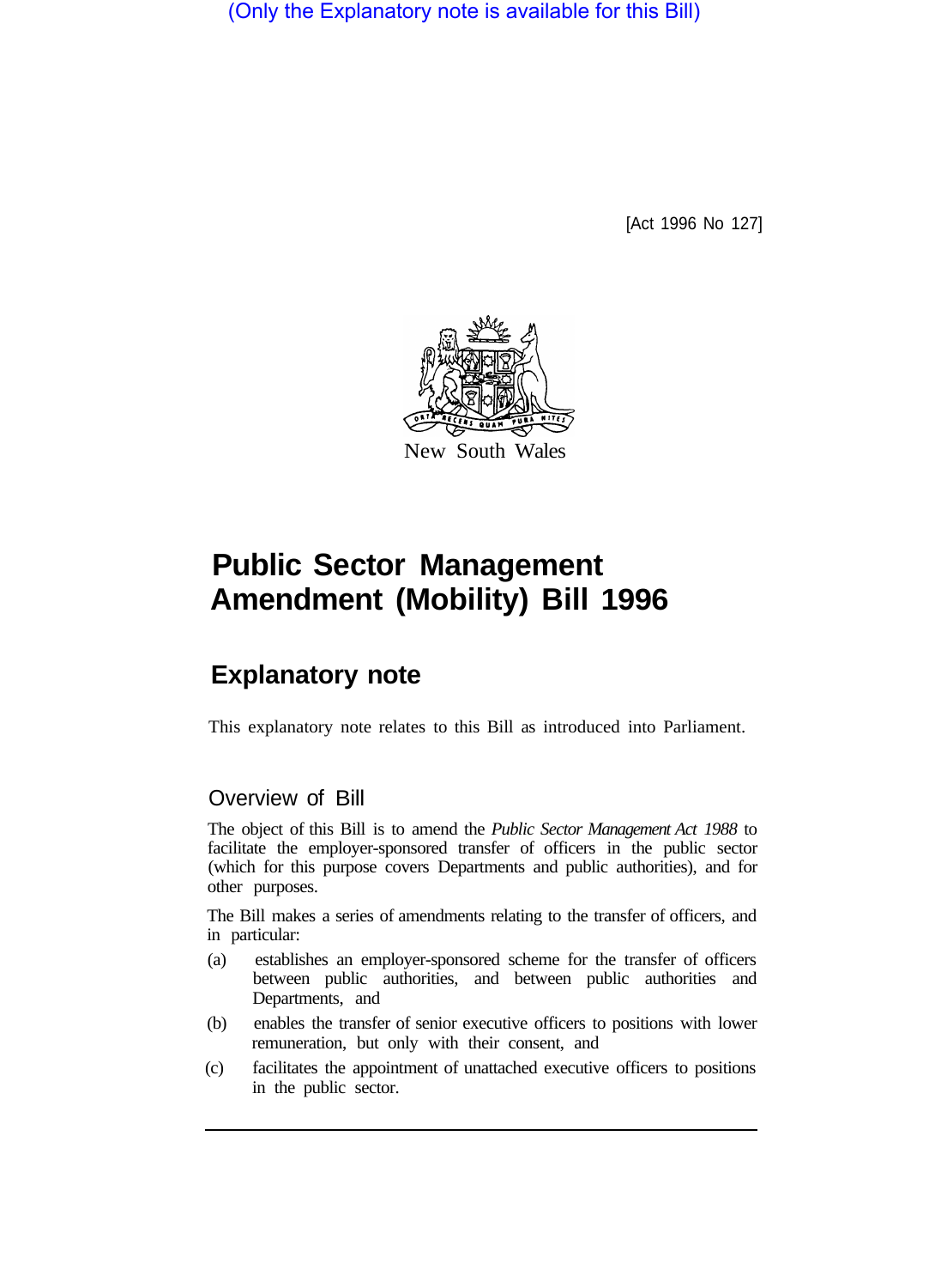(Only the Explanatory note is available for this Bill)

[Act 1996 No 127]

New South Wales

# Public Sector Management Amendment (Mobility) Bill 1996

## Explanatory note

This explanatory note relates to this Bill as introduced into Parliament.

### Overview of Bill

The object of this Bill is to amend the *Public Sector Management Act 1988* to facilitate the employer-sponsored transfer of officers in the public sector (which for this purpose covers Departments and public authorities), and for other purposes.

The Bill makes a series of amendments relating to the transfer of officers, and in particular:

(a) establishes an employer-sponsored scheme for the transfer of officers between public authorities, and between public authorities and Departments, and

(b) enables the transfer of senior executive officers to positions with lower remuneration, but only with their consent, and

(c) facilitates the appointment of unattached executive officers to positions in the public sector.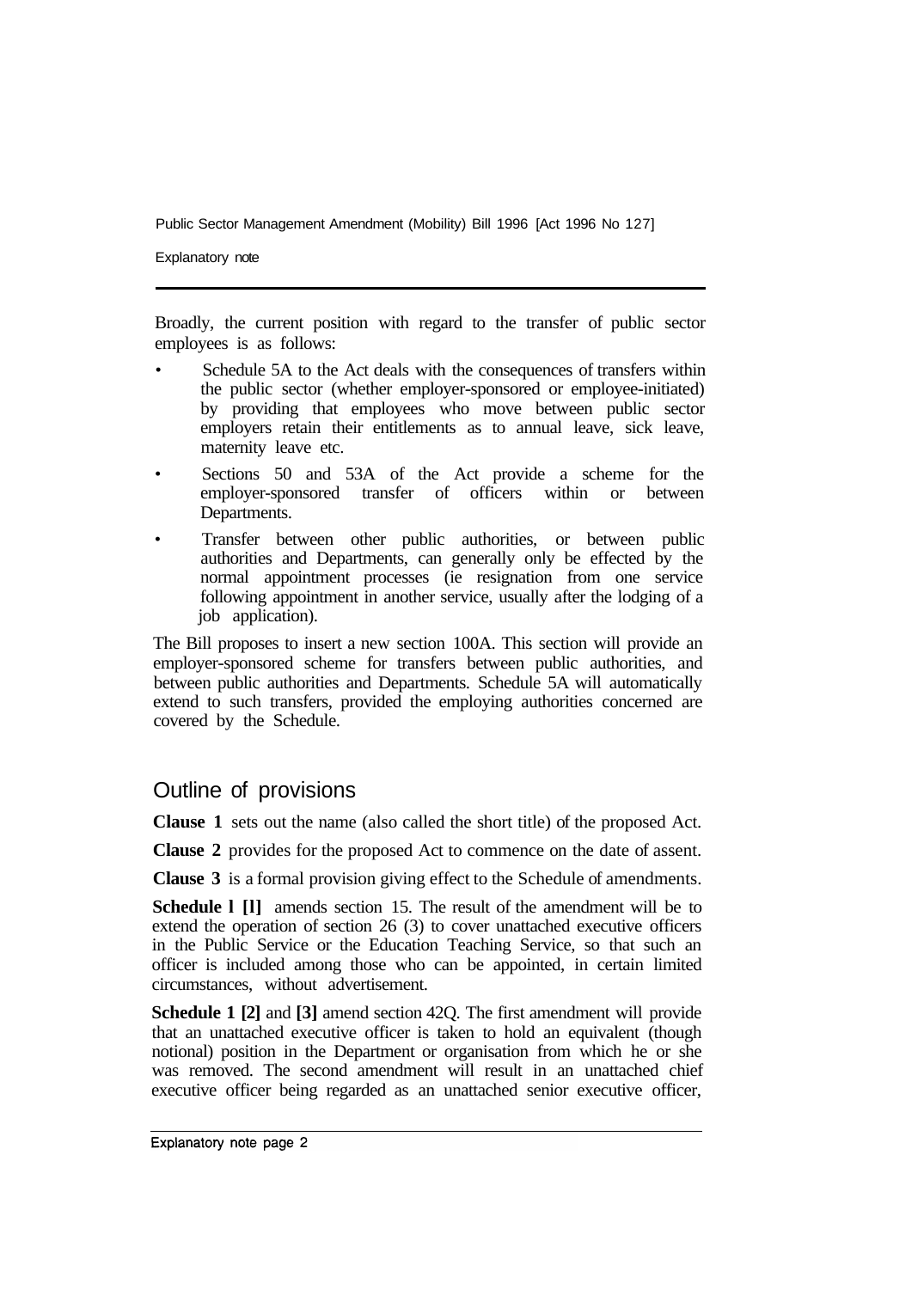Broadly, the current position with regard to the transfer of public sector employees is as follows:

- Schedule 5A to the Act deals with the consequences of transfers within the public sector (whether employer-sponsored or employee-initiated) by providing that employees who move between public sector employers retain their entitlements as to annual leave, sick leave, maternity leave etc.
- Sections 50 and 53A of the Act provide a scheme for the employer-sponsored transfer of officers within or between Departments.
- Transfer between other public authorities, or between public authorities and Departments, can generally only be effected by the normal appointment processes (ie resignation from one service following appointment in another service, usually after the lodging of a job application).

The Bill proposes to insert a new section 100A. This section will provide an employer-sponsored scheme for transfers between public authorities, and between public authorities and Departments. Schedule 5A will automatically extend to such transfers, provided the employing authorities concerned are covered by the Schedule.

## Outline of provisions

**Clause 1** sets out the name (also called the short title) of the proposed Act.

**Clause 2** provides for the proposed Act to commence on the date of assent.

**Clause 3** is a formal provision giving effect to the Schedule of amendments.

**Schedule 1 [1]** amends section 15. The result of the amendment will be to extend the operation of section 26 (3) to cover unattached executive officers in the Public Service or the Education Teaching Service, so that such an officer is included among those who can be appointed, in certain limited circumstances, without advertisement.

**Schedule 1 [2]** and **[3]** amend section 42Q. The first amendment will provide that an unattached executive officer is taken to hold an equivalent (though notional) position in the Department or organisation from which he or she was removed. The second amendment will result in an unattached chief executive officer being regarded as an unattached senior executive officer,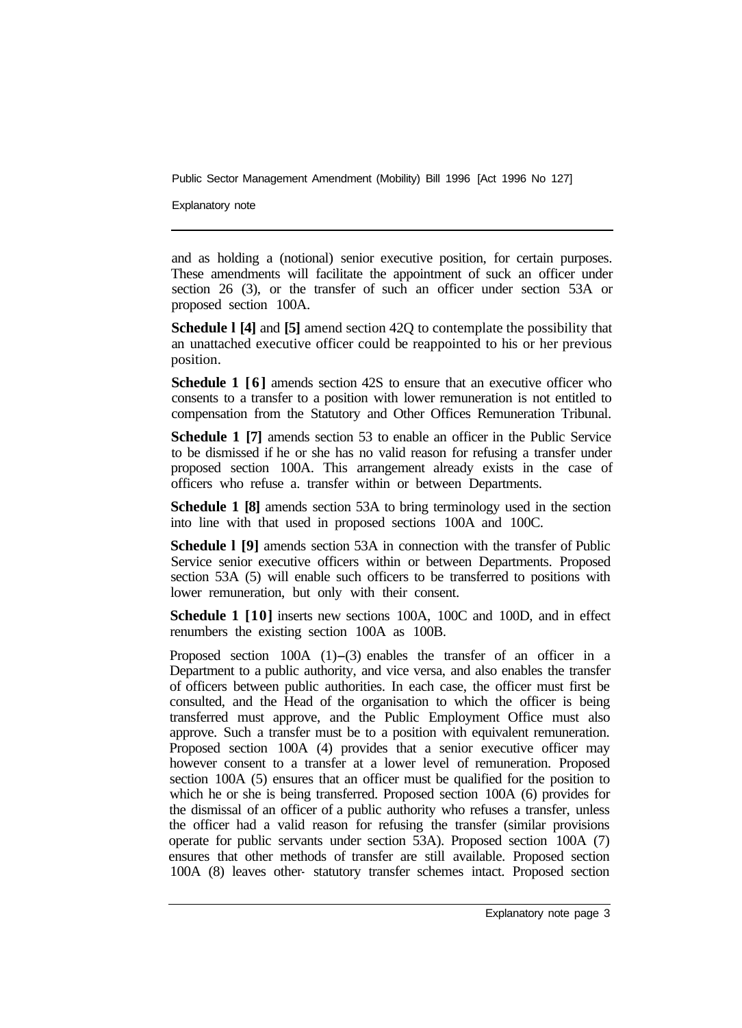and as holding a (notional) senior executive position, for certain purposes. These amendments will facilitate the appointment of suck an officer under section 26 (3), or the transfer of such an officer under section 53A or proposed section 100A.

**Schedule l [4]** and **[5]** amend section 42Q to contemplate the possibility that an unattached executive officer could be reappointed to his or her previous position.

**Schedule 1 [6]** amends section 42S to ensure that an executive officer who consents to a transfer to a position with lower remuneration is not entitled to compensation from the Statutory and Other Offices Remuneration Tribunal.

**Schedule 1 [7]** amends section 53 to enable an officer in the Public Service to be dismissed if he or she has no valid reason for refusing a transfer under proposed section 100A. This arrangement already exists in the case of officers who refuse a. transfer within or between Departments.

**Schedule 1 [8]** amends section 53A to bring terminology used in the section into line with that used in proposed sections 100A and 100C.

**Schedule l [9]** amends section 53A in connection with the transfer of Public Service senior executive officers within or between Departments. Proposed section 53A (5) will enable such officers to be transferred to positions with lower remuneration, but only with their consent.

**Schedule 1 [10]** inserts new sections 100A, 100C and 100D, and in effect renumbers the existing section 100A as 100B.

Proposed section 100A (1)–(3) enables the transfer of an officer in a Department to a public authority, and vice versa, and also enables the transfer of officers between public authorities. In each case, the officer must first be consulted, and the Head of the organisation to which the officer is being transferred must approve, and the Public Employment Office must also approve. Such a transfer must be to a position with equivalent remuneration. Proposed section 100A (4) provides that a senior executive officer may however consent to a transfer at a lower level of remuneration. Proposed section 100A (5) ensures that an officer must be qualified for the position to which he or she is being transferred. Proposed section 100A (6) provides for the dismissal of an officer of a public authority who refuses a transfer, unless the officer had a valid reason for refusing the transfer (similar provisions operate for public servants under section 53A). Proposed section 100A (7) ensures that other methods of transfer are still available. Proposed section 100A (8) leaves other· statutory transfer schemes intact. Proposed section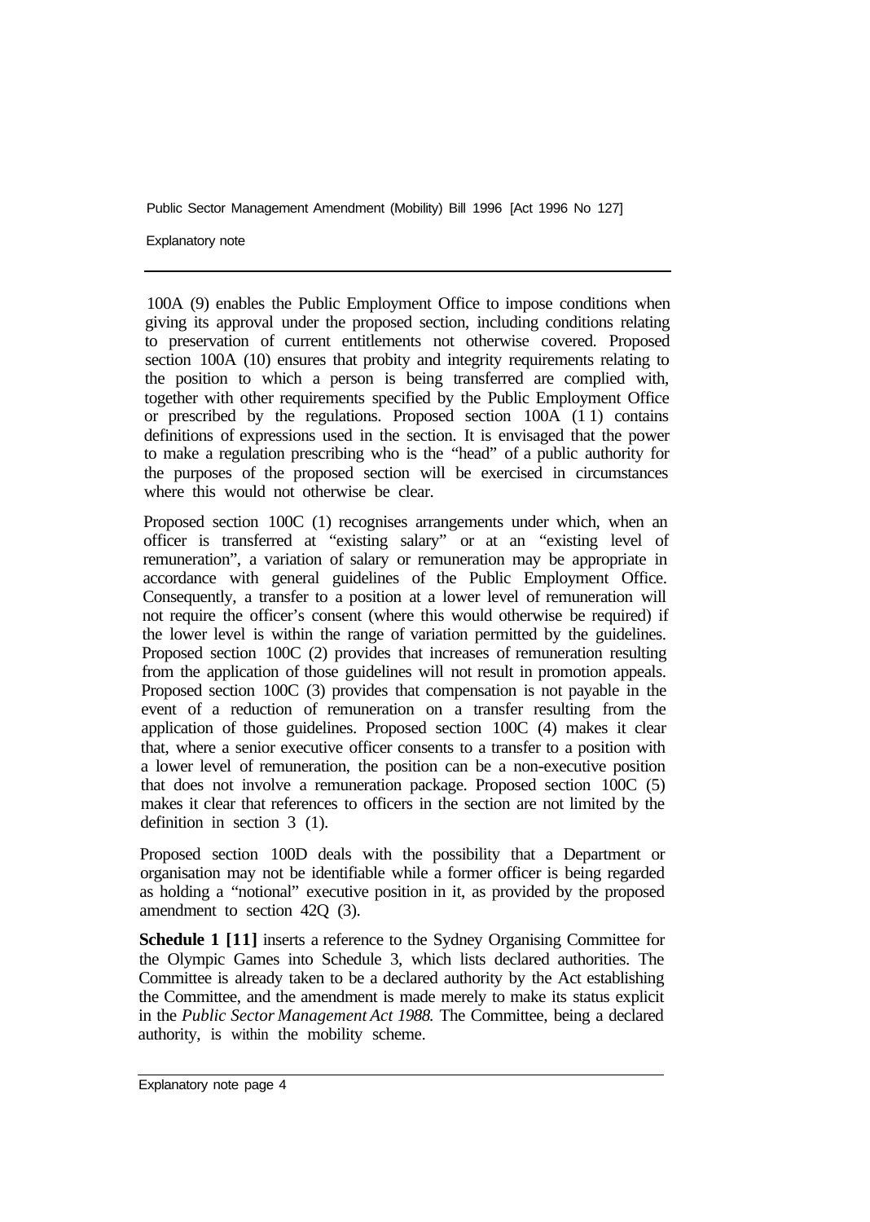100A (9) enables the Public Employment Office to impose conditions when giving its approval under the proposed section, including conditions relating to preservation of current entitlements not otherwise covered. Proposed section 100A (10) ensures that probity and integrity requirements relating to the position to which a person is being transferred are complied with, together with other requirements specified by the Public Employment Office or prescribed by the regulations. Proposed section 100A (11) contains definitions of expressions used in the section. It is envisaged that the power to make a regulation prescribing who is the "head" of a public authority for the purposes of the proposed section will be exercised in circumstances where this would not otherwise be clear.

Proposed section 100C (1) recognises arrangements under which, when an officer is transferred at "existing salary" or at an "existing level of remuneration", a variation of salary or remuneration may be appropriate in accordance with general guidelines of the Public Employment Office. Consequently, a transfer to a position at a lower level of remuneration will not require the officer's consent (where this would otherwise be required) if the lower level is within the range of variation permitted by the guidelines. Proposed section 100C (2) provides that increases of remuneration resulting from the application of those guidelines will not result in promotion appeals. Proposed section 100C (3) provides that compensation is not payable in the event of a reduction of remuneration on a transfer resulting from the application of those guidelines. Proposed section 100C (4) makes it clear that, where a senior executive officer consents to a transfer to a position with a lower level of remuneration, the position can be a non-executive position that does not involve a remuneration package. Proposed section 100C (5) makes it clear that references to officers in the section are not limited by the definition in section 3 (1).

Proposed section 100D deals with the possibility that a Department or organisation may not be identifiable while a former officer is being regarded as holding a "notional" executive position in it, as provided by the proposed amendment to section 42Q (3).

**Schedule 1 [11]** inserts a reference to the Sydney Organising Committee for the Olympic Games into Schedule 3, which lists declared authorities. The Committee is already taken to be a declared authority by the Act establishing the Committee, and the amendment is made merely to make its status explicit in the *Public Sector Management Act 1988.* The Committee, being a declared authority, is within the mobility scheme.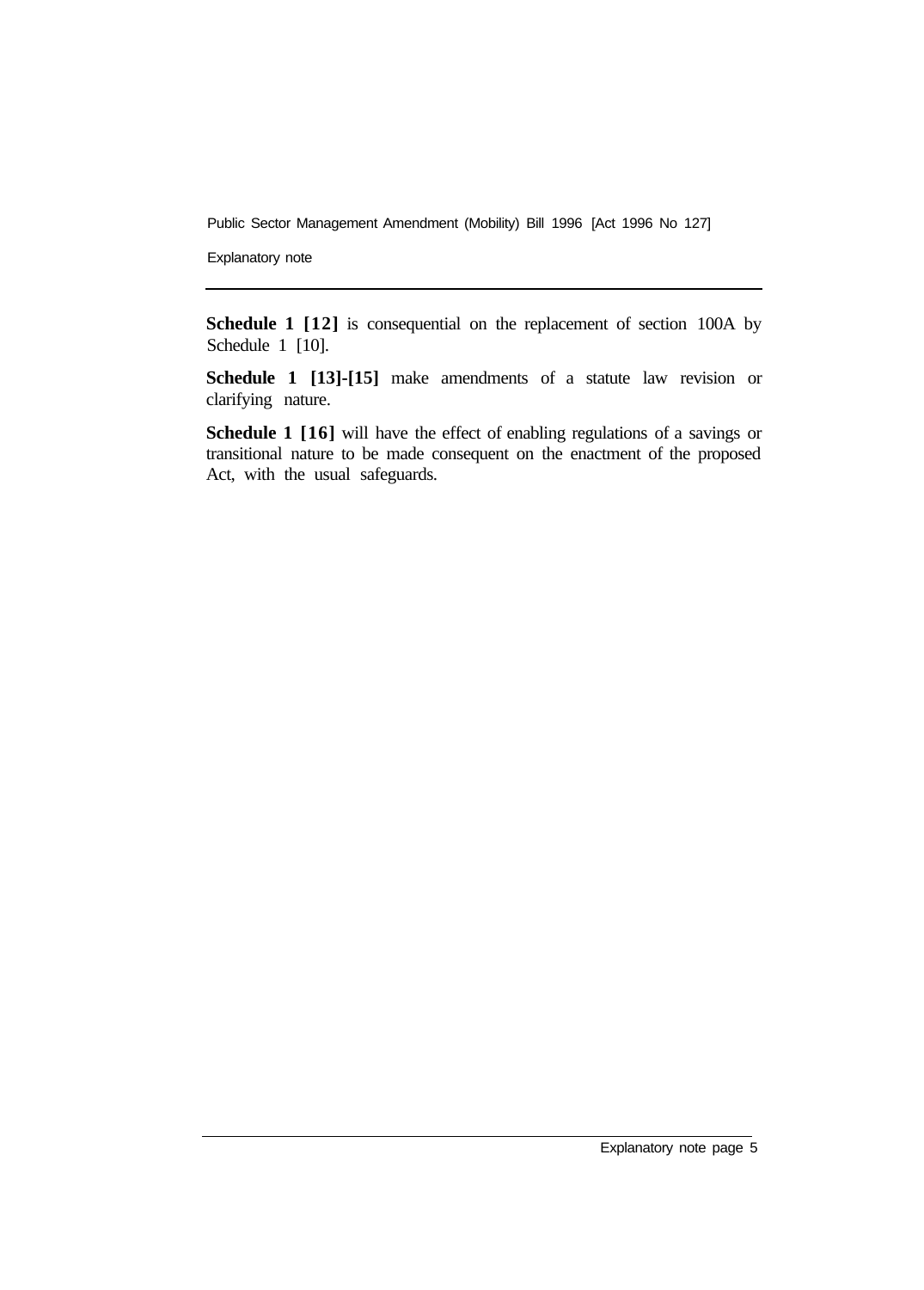**Schedule 1 [12]** is consequential on the replacement of section 100A by Schedule 1 [10].

**Schedule 1 [13]-[15]** make amendments of a statute law revision or clarifying nature.

**Schedule 1 [16]** will have the effect of enabling regulations of a savings or transitional nature to be made consequent on the enactment of the proposed Act, with the usual safeguards.